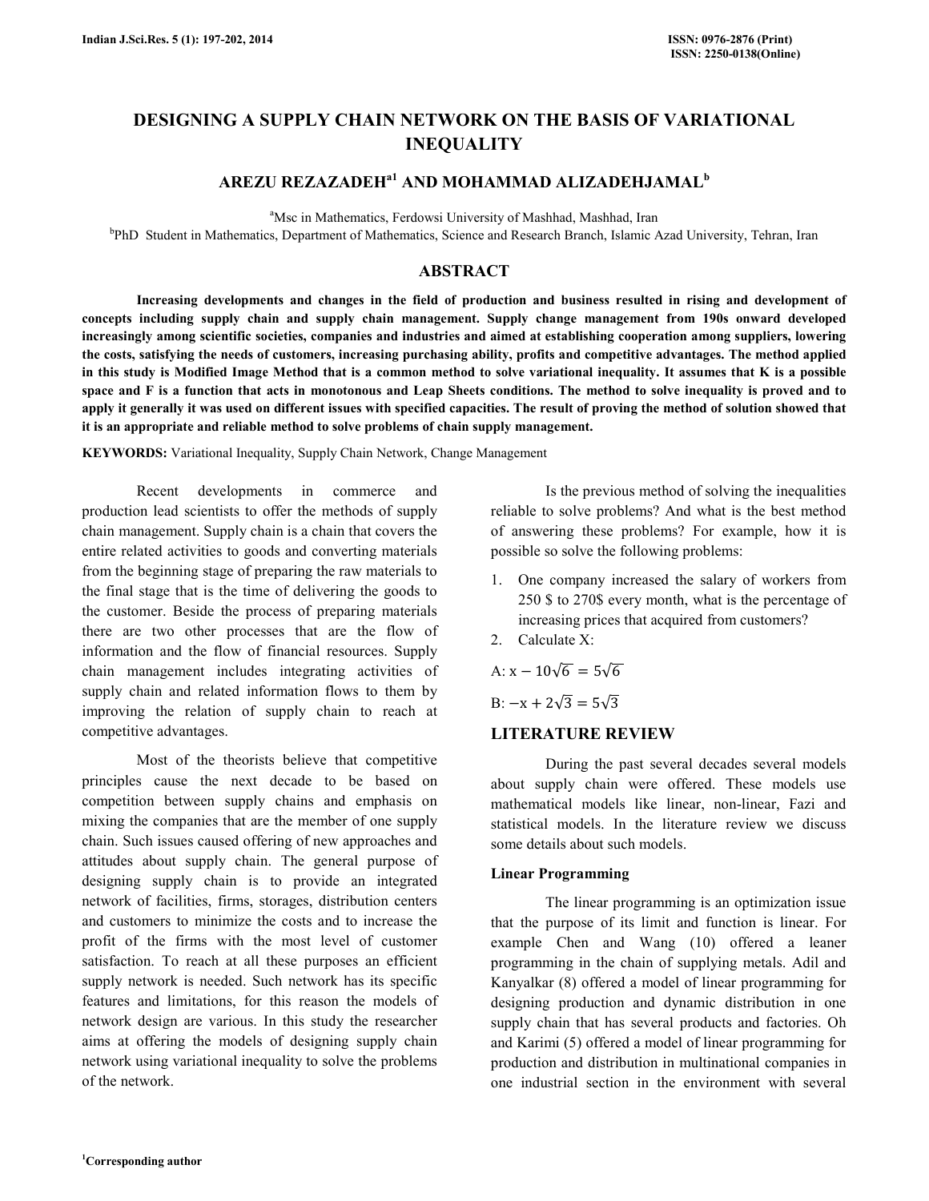# DESIGNING A SUPPLY CHAIN NETWORK ON THE BASIS OF VARIATIONAL INEQUALITY

**AREZU REZAZADEH[a1] AND MOHAMMAD ALIZADEHJAMAL[b]**

[a]Msc in Mathematics, Ferdowsi University of Mashhad, Mashhad, Iran

[b]PhD Student in Mathematics, Department of Mathematics, Science and Research Branch, Islamic Azad University, Tehran, Iran

## ABSTRACT

**Increasing developments and changes in the field of production and business resulted in rising and development of concepts including supply chain and supply chain management. Supply change management from 190s onward developed increasingly among scientific societies, companies and industries and aimed at establishing cooperation among suppliers, lowering the costs, satisfying the needs of customers, increasing purchasing ability, profits and competitive advantages. The method applied in this study is Modified Image Method that is a common method to solve variational inequality. It assumes that K is a possible space and F is a function that acts in monotonous and Leap Sheets conditions. The method to solve inequality is proved and to apply it generally it was used on different issues with specified capacities. The result of proving the method of solution showed that it is an appropriate and reliable method to solve problems of chain supply management.**

**KEYWORDS:** Variational Inequality, Supply Chain Network, Change Management

Recent developments in commerce and production lead scientists to offer the methods of supply chain management. Supply chain is a chain that covers the entire related activities to goods and converting materials from the beginning stage of preparing the raw materials to the final stage that is the time of delivering the goods to the customer. Beside the process of preparing materials there are two other processes that are the flow of information and the flow of financial resources. Supply chain management includes integrating activities of supply chain and related information flows to them by improving the relation of supply chain to reach at competitive advantages.

Most of the theorists believe that competitive principles cause the next decade to be based on competition between supply chains and emphasis on mixing the companies that are the member of one supply chain. Such issues caused offering of new approaches and attitudes about supply chain. The general purpose of designing supply chain is to provide an integrated network of facilities, firms, storages, distribution centers and customers to minimize the costs and to increase the profit of the firms with the most level of customer satisfaction. To reach at all these purposes an efficient supply network is needed. Such network has its specific features and limitations, for this reason the models of network design are various. In this study the researcher aims at offering the models of designing supply chain network using variational inequality to solve the problems of the network.

Is the previous method of solving the inequalities reliable to solve problems? And what is the best method of answering these problems? For example, how it is possible so solve the following problems:

1. One company increased the salary of workers from 250 $ to 270$ every month, what is the percentage of increasing prices that acquired from customers?
2. Calculate X:

A: $x - 10\sqrt{6} = 5\sqrt{6}$

B: $-x + 2\sqrt{3} = 5\sqrt{3}$

## LITERATURE REVIEW

During the past several decades several models about supply chain were offered. These models use mathematical models like linear, non-linear, Fazi and statistical models. In the literature review we discuss some details about such models.

### Linear Programming

The linear programming is an optimization issue that the purpose of its limit and function is linear. For example Chen and Wang (10) offered a leaner programming in the chain of supplying metals. Adil and Kanyalkar (8) offered a model of linear programming for designing production and dynamic distribution in one supply chain that has several products and factories. Oh and Karimi (5) offered a model of linear programming for production and distribution in multinational companies in one industrial section in the environment with several

[1]Corresponding author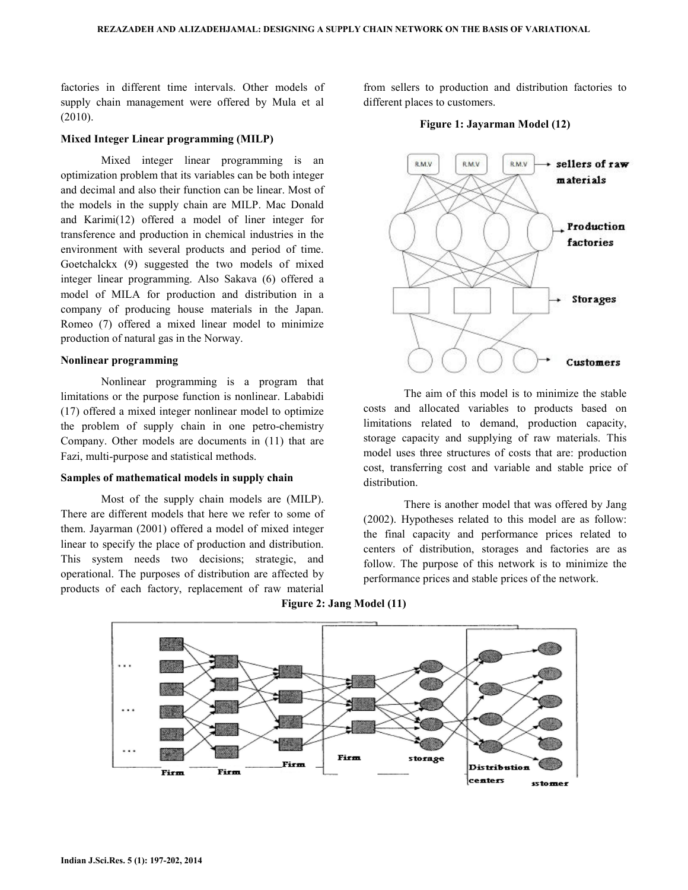factories in different time intervals. Other models of supply chain management were offered by Mula et al (2010).

### Mixed Integer Linear programming (MILP)

Mixed integer linear programming is an optimization problem that its variables can be both integer and decimal and also their function can be linear. Most of the models in the supply chain are MILP. Mac Donald and Karimi(12) offered a model of liner integer for transference and production in chemical industries in the environment with several products and period of time. Goetchalckx (9) suggested the two models of mixed integer linear programming. Also Sakava (6) offered a model of MILA for production and distribution in a company of producing house materials in the Japan. Romeo (7) offered a mixed linear model to minimize production of natural gas in the Norway.

### Nonlinear programming

Nonlinear programming is a program that limitations or the purpose function is nonlinear. Lababidi (17) offered a mixed integer nonlinear model to optimize the problem of supply chain in one petro-chemistry Company. Other models are documents in (11) that are Fazi, multi-purpose and statistical methods.

### Samples of mathematical models in supply chain

Most of the supply chain models are (MILP). There are different models that here we refer to some of them. Jayarman (2001) offered a model of mixed integer linear to specify the place of production and distribution. This system needs two decisions; strategic, and operational. The purposes of distribution are affected by products of each factory, replacement of raw material from sellers to production and distribution factories to different places to customers.

**Figure 1: Jayarman Model (12)**

The aim of this model is to minimize the stable costs and allocated variables to products based on limitations related to demand, production capacity, storage capacity and supplying of raw materials. This model uses three structures of costs that are: production cost, transferring cost and variable and stable price of distribution.

There is another model that was offered by Jang (2002). Hypotheses related to this model are as follow: the final capacity and performance prices related to centers of distribution, storages and factories are as follow. The purpose of this network is to minimize the performance prices and stable prices of the network.

**Figure 2: Jang Model (11)**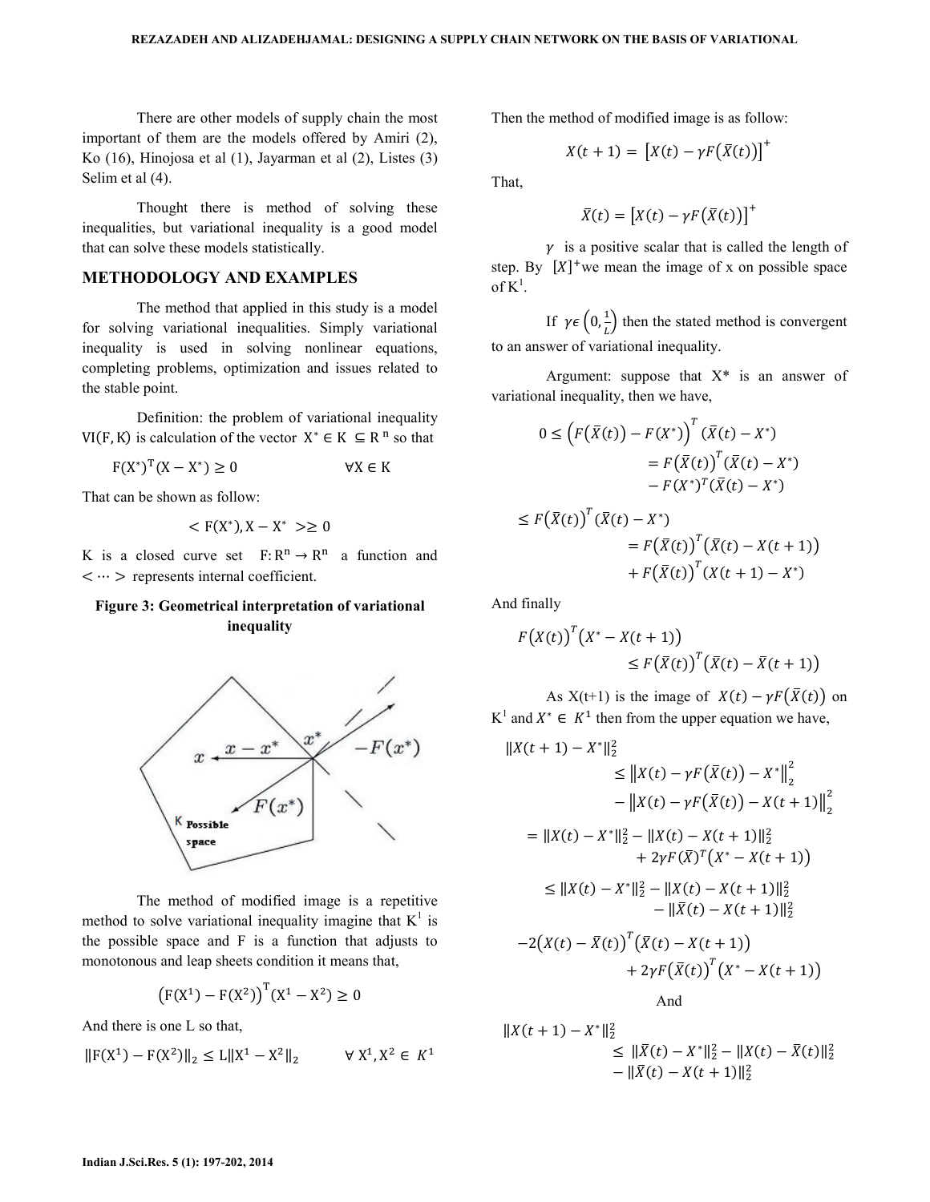There are other models of supply chain the most important of them are the models offered by Amiri (2), Ko (16), Hinojosa et al (1), Jayarman et al (2), Listes (3) Selim et al (4).

Thought there is method of solving these inequalities, but variational inequality is a good model that can solve these models statistically.

## METHODOLOGY AND EXAMPLES

The method that applied in this study is a model for solving variational inequalities. Simply variational inequality is used in solving nonlinear equations, completing problems, optimization and issues related to the stable point.

Definition: the problem of variational inequality $\mathrm{VI}(F, K)$ is calculation of the vector $X^* \in K \subseteq R^n$ so that

$$F(X^*)^T(X - X^*) \geq 0 \qquad \forall X \in K$$

That can be shown as follow:

$$< F(X^*), X - X^* > \geq 0$$

K is a closed curve set $F: R^n \to R^n$ a function and $< \cdots >$ represents internal coefficient.

**Figure 3: Geometrical interpretation of variational inequality**

The method of modified image is a repetitive method to solve variational inequality imagine that $K^1$ is the possible space and F is a function that adjusts to monotonous and leap sheets condition it means that,

$$\left(F(X^1) - F(X^2)\right)^T (X^1 - X^2) \geq 0$$

And there is one L so that,

$$\|F(X^1) - F(X^2)\|_2 \leq L\|X^1 - X^2\|_2 \qquad \forall X^1, X^2 \in K^1$$

Then the method of modified image is as follow:

$$X(t+1) = \left[X(t) - \gamma F(\bar{X}(t))\right]^+$$

That,

$$\bar{X}(t) = \left[X(t) - \gamma F(X(t))\right]^+$$

$\gamma$ is a positive scalar that is called the length of step. By $[X]^+$we mean the image of x on possible space of $K^1$.

If $\gamma \epsilon \left(0, \frac{1}{L}\right)$ then the stated method is convergent to an answer of variational inequality.

Argument: suppose that $X^*$ is an answer of variational inequality, then we have,

$$0 \leq \left(F(\bar{X}(t)) - F(X^*)\right)^T (\bar{X}(t) - X^*) = F(\bar{X}(t))^T (\bar{X}(t) - X^*) - F(X^*)^T (\bar{X}(t) - X^*)$$

$$\leq F(\bar{X}(t))^T (\bar{X}(t) - X^*) = F(\bar{X}(t))^T \left(\bar{X}(t) - X(t+1)\right) + F(\bar{X}(t))^T (X(t+1) - X^*)$$

And finally

$$F(X(t))^T \left(X^* - X(t+1)\right) \leq F(\bar{X}(t))^T \left(\bar{X}(t) - \bar{X}(t+1)\right)$$

As X(t+1) is the image of $X(t) - \gamma F(\bar{X}(t))$ on $K^1$ and $X^* \in K^1$ then from the upper equation we have,

$$\|X(t+1) - X^*\|_2^2 \leq \left\|X(t) - \gamma F(\bar{X}(t)) - X^*\right\|_2^2 - \left\|X(t) - \gamma F(\bar{X}(t)) - X(t+1)\right\|_2^2$$

$$= \|X(t) - X^*\|_2^2 - \|X(t) - X(t+1)\|_2^2 + 2\gamma F(\bar{X})^T \left(X^* - X(t+1)\right)$$

$$\leq \|X(t) - X^*\|_2^2 - \|X(t) - X(t+1)\|_2^2 - \|\bar{X}(t) - X(t+1)\|_2^2$$

$$-2\left(X(t) - \bar{X}(t)\right)^T \left(\bar{X}(t) - X(t+1)\right) + 2\gamma F(\bar{X}(t))^T \left(X^* - X(t+1)\right)$$

And

$$\|X(t+1) - X^*\|_2^2 \leq \|\bar{X}(t) - X^*\|_2^2 - \|X(t) - \bar{X}(t)\|_2^2 - \|\bar{X}(t) - X(t+1)\|_2^2$$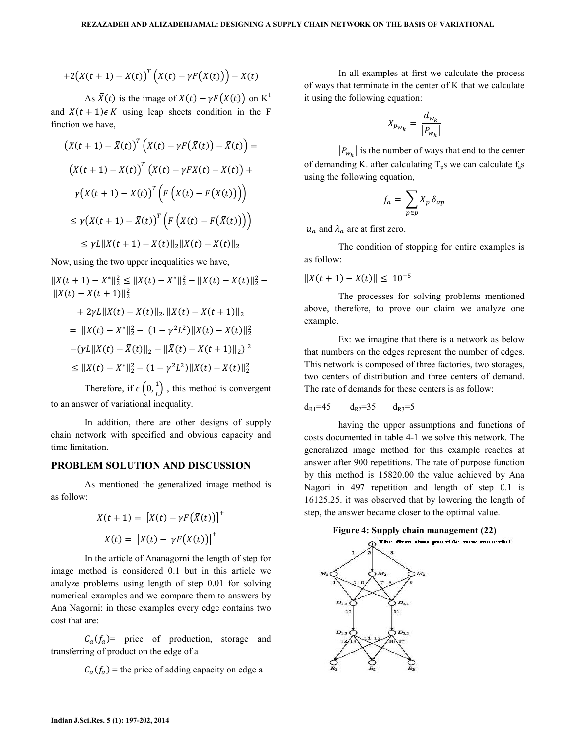$$+2\left(X(t+1)-\bar{X}(t)\right)^T\left(X(t)-\gamma F\left(\bar{X}(t)\right)\right)-\bar{X}(t)$$

As $\bar{X}(t)$ is the image of $X(t)-\gamma F\left(X(t)\right)$ on K[1] and $X(t+1)\epsilon K$ using leap sheets condition in the F finction we have,

$$\left(X(t+1)-\bar{X}(t)\right)^T\left(X(t)-\gamma F\left(\bar{X}(t)\right)-\bar{X}(t)\right)=$$

$$\left(X(t+1)-\bar{X}(t)\right)^T\left(X(t)-\gamma FX(t)-\bar{X}(t)\right)+$$

$$\gamma\left(X(t+1)-\bar{X}(t)\right)^T\left(F\left(X(t)-F\left(\bar{X}(t)\right)\right)\right)$$

$$\leq\gamma\left(X(t+1)-\bar{X}(t)\right)^T\left(F\left(X(t)-F\left(\bar{X}(t)\right)\right)\right)$$

$$\leq\gamma L\|X(t+1)-\bar{X}(t)\|_2\|X(t)-\bar{X}(t)\|_2$$

Now, using the two upper inequalities we have,

$$\|X(t+1)-X^*\|_2^2\leq\|X(t)-X^*\|_2^2-\|X(t)-\bar{X}(t)\|_2^2-\|\bar{X}(t)-X(t+1)\|_2^2$$

$$+2\gamma L\|X(t)-\bar{X}(t)\|_2.\|\bar{X}(t)-X(t+1)\|_2$$

$$=\|X(t)-X^*\|_2^2-(1-\gamma^2L^2)\|X(t)-\bar{X}(t)\|_2^2$$

$$-\left(\gamma L\|X(t)-\bar{X}(t)\|_2-\|\bar{X}(t)-X(t+1)\|_2\right)^2$$

$$\leq\|X(t)-X^*\|_2^2-(1-\gamma^2L^2)\|X(t)-\bar{X}(t)\|_2^2$$

Therefore, if $\epsilon\left(0,\frac{1}{L}\right)$, this method is convergent to an answer of variational inequality.

In addition, there are other designs of supply chain network with specified and obvious capacity and time limitation.

## PROBLEM SOLUTION AND DISCUSSION

As mentioned the generalized image method is as follow:

$$X(t+1)=\left[X(t)-\gamma F\left(\bar{X}(t)\right)\right]^+$$

$$\bar{X}(t)=\left[X(t)-\gamma F\left(X(t)\right)\right]^+$$

In the article of Ananagorni the length of step for image method is considered 0.1 but in this article we analyze problems using length of step 0.01 for solving numerical examples and we compare them to answers by Ana Nagorni: in these examples every edge contains two cost that are:

$C_a(f_a)$= price of production, storage and transferring of product on the edge of a

$C_a(f_a)$ = the price of adding capacity on edge a

In all examples at first we calculate the process of ways that terminate in the center of K that we calculate it using the following equation:

$$X_{p_{w_k}}=\frac{d_{w_k}}{|P_{w_k}|}$$

$|P_{w_k}|$ is the number of ways that end to the center of demanding K. after calculating $T_p$s we can calculate $f_a$s using the following equation,

$$f_a=\sum_{p\epsilon p}X_p\,\delta_{ap}$$

$u_a$ and $\lambda_a$ are at first zero.

The condition of stopping for entire examples is as follow:

$$\|X(t+1)-X(t)\|\leq 10^{-5}$$

The processes for solving problems mentioned above, therefore, to prove our claim we analyze one example.

Ex: we imagine that there is a network as below that numbers on the edges represent the number of edges. This network is composed of three factories, two storages, two centers of distribution and three centers of demand. The rate of demands for these centers is as follow:

$d_{R1}$=45 $d_{R2}$=35 $d_{R3}$=5

having the upper assumptions and functions of costs documented in table 4-1 we solve this network. The generalized image method for this example reaches at answer after 900 repetitions. The rate of purpose function by this method is 15820.00 the value achieved by Ana Nagori in 497 repetition and length of step 0.1 is 16125.25. it was observed that by lowering the length of step, the answer became closer to the optimal value.

**Figure 4: Supply chain management (22)**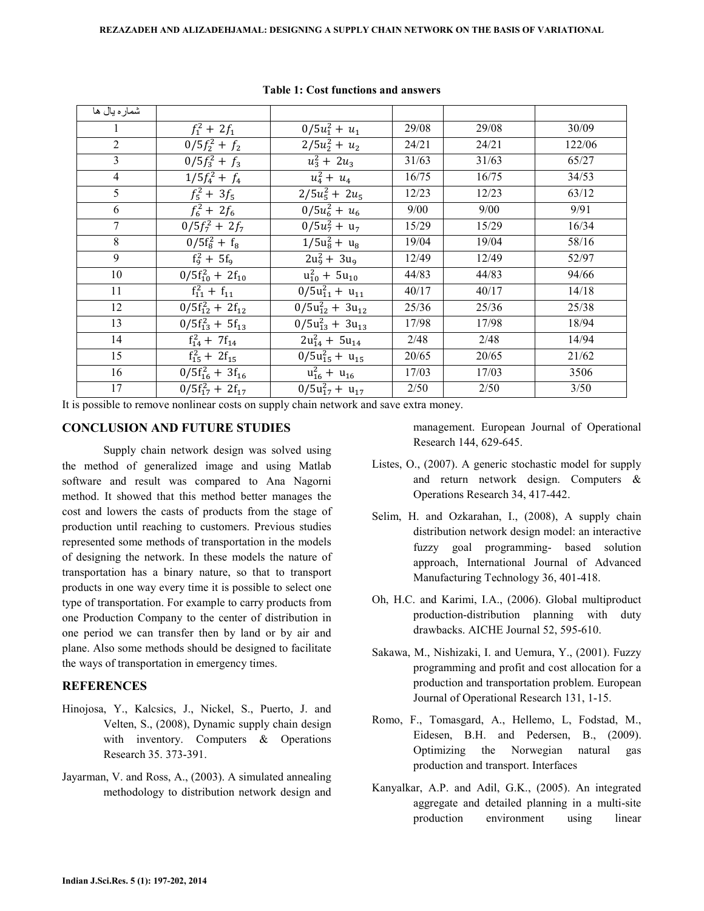**Table 1: Cost functions and answers**

| شماره یال ها | | | | | |
|---|---|---|---|---|---|
| 1 | $f_1^2 + 2f_1$ | $0/5u_1^2 + u_1$ | 29/08 | 29/08 | 30/09 |
| 2 | $0/5f_2^2 + f_2$ | $2/5u_2^2 + u_2$ | 24/21 | 24/21 | 122/06 |
| 3 | $0/5f_3^2 + f_3$ | $u_3^2 + 2u_3$ | 31/63 | 31/63 | 65/27 |
| 4 | $1/5f_4^2 + f_4$ | $u_4^2 + u_4$ | 16/75 | 16/75 | 34/53 |
| 5 | $f_5^2 + 3f_5$ | $2/5u_5^2 + 2u_5$ | 12/23 | 12/23 | 63/12 |
| 6 | $f_6^2 + 2f_6$ | $0/5u_6^2 + u_6$ | 9/00 | 9/00 | 9/91 |
| 7 | $0/5f_7^2 + 2f_7$ | $0/5u_7^2 + u_7$ | 15/29 | 15/29 | 16/34 |
| 8 | $0/5f_8^2 + f_8$ | $1/5u_8^2 + u_8$ | 19/04 | 19/04 | 58/16 |
| 9 | $f_9^2 + 5f_9$ | $2u_9^2 + 3u_9$ | 12/49 | 12/49 | 52/97 |
| 10 | $0/5f_{10}^2 + 2f_{10}$ | $u_{10}^2 + 5u_{10}$ | 44/83 | 44/83 | 94/66 |
| 11 | $f_{11}^2 + f_{11}$ | $0/5u_{11}^2 + u_{11}$ | 40/17 | 40/17 | 14/18 |
| 12 | $0/5f_{12}^2 + 2f_{12}$ | $0/5u_{12}^2 + 3u_{12}$ | 25/36 | 25/36 | 25/38 |
| 13 | $0/5f_{13}^2 + 5f_{13}$ | $0/5u_{13}^2 + 3u_{13}$ | 17/98 | 17/98 | 18/94 |
| 14 | $f_{14}^2 + 7f_{14}$ | $2u_{14}^2 + 5u_{14}$ | 2/48 | 2/48 | 14/94 |
| 15 | $f_{15}^2 + 2f_{15}$ | $0/5u_{15}^2 + u_{15}$ | 20/65 | 20/65 | 21/62 |
| 16 | $0/5f_{16}^2 + 3f_{16}$ | $u_{16}^2 + u_{16}$ | 17/03 | 17/03 | 3506 |
| 17 | $0/5f_{17}^2 + 2f_{17}$ | $0/5u_{17}^2 + u_{17}$ | 2/50 | 2/50 | 3/50 |

It is possible to remove nonlinear costs on supply chain network and save extra money.

## CONCLUSION AND FUTURE STUDIES

Supply chain network design was solved using the method of generalized image and using Matlab software and result was compared to Ana Nagorni method. It showed that this method better manages the cost and lowers the casts of products from the stage of production until reaching to customers. Previous studies represented some methods of transportation in the models of designing the network. In these models the nature of transportation has a binary nature, so that to transport products in one way every time it is possible to select one type of transportation. For example to carry products from one Production Company to the center of distribution in one period we can transfer then by land or by air and plane. Also some methods should be designed to facilitate the ways of transportation in emergency times.

## REFERENCES

Hinojosa, Y., Kalcsics, J., Nickel, S., Puerto, J. and Velten, S., (2008), Dynamic supply chain design with inventory. Computers & Operations Research 35. 373-391.

Jayarman, V. and Ross, A., (2003). A simulated annealing methodology to distribution network design and management. European Journal of Operational Research 144, 629-645.

Listes, O., (2007). A generic stochastic model for supply and return network design. Computers & Operations Research 34, 417-442.

Selim, H. and Ozkarahan, I., (2008), A supply chain distribution network design model: an interactive fuzzy goal programming- based solution approach, International Journal of Advanced Manufacturing Technology 36, 401-418.

Oh, H.C. and Karimi, I.A., (2006). Global multiproduct production-distribution planning with duty drawbacks. AICHE Journal 52, 595-610.

Sakawa, M., Nishizaki, I. and Uemura, Y., (2001). Fuzzy programming and profit and cost allocation for a production and transportation problem. European Journal of Operational Research 131, 1-15.

Romo, F., Tomasgard, A., Hellemo, L, Fodstad, M., Eidesen, B.H. and Pedersen, B., (2009). Optimizing the Norwegian natural gas production and transport. Interfaces

Kanyalkar, A.P. and Adil, G.K., (2005). An integrated aggregate and detailed planning in a multi-site production environment using linear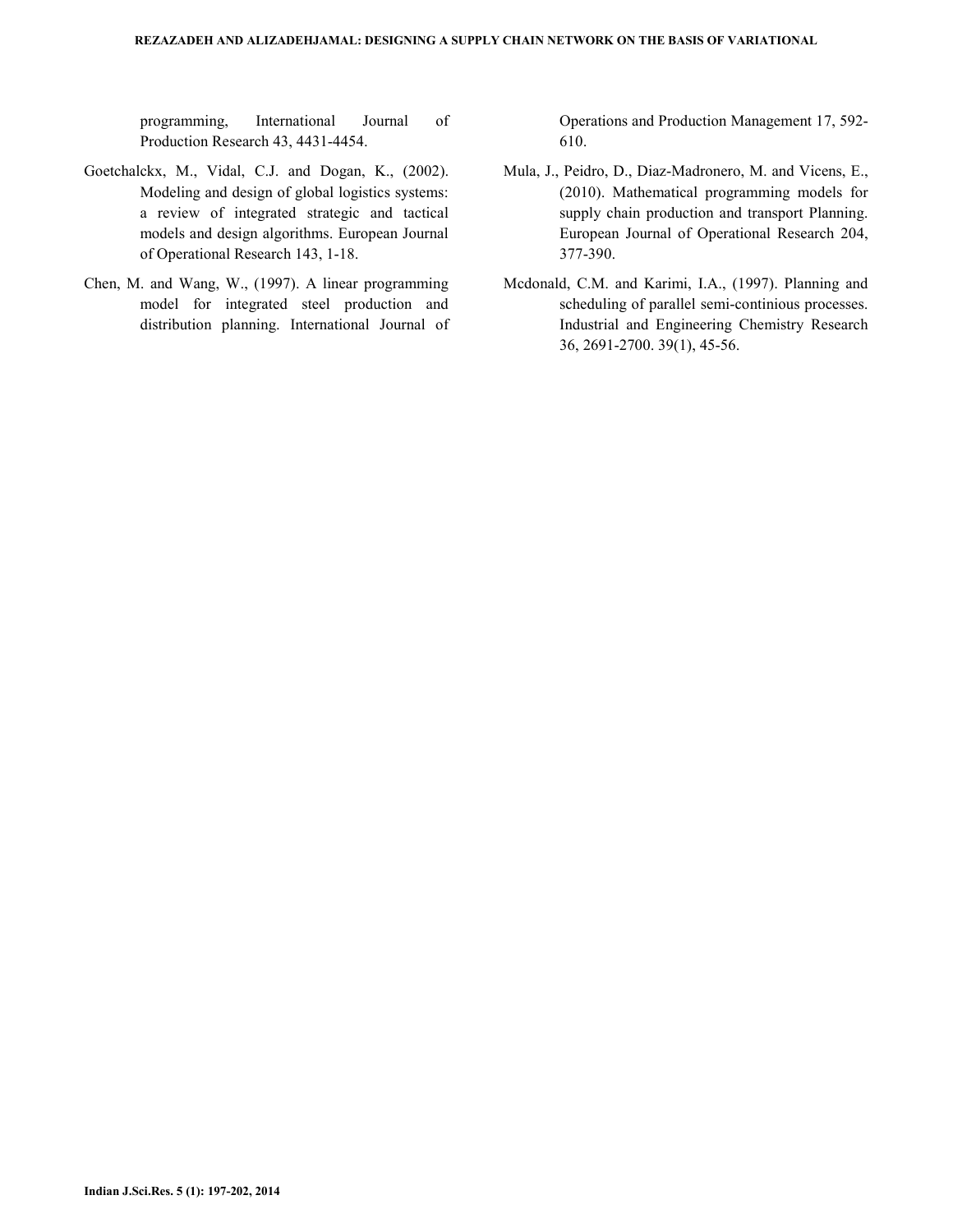programming, International Journal of Production Research 43, 4431-4454.

Goetchalckx, M., Vidal, C.J. and Dogan, K., (2002). Modeling and design of global logistics systems: a review of integrated strategic and tactical models and design algorithms. European Journal of Operational Research 143, 1-18.

Chen, M. and Wang, W., (1997). A linear programming model for integrated steel production and distribution planning. International Journal of Operations and Production Management 17, 592-610.

Mula, J., Peidro, D., Diaz-Madronero, M. and Vicens, E., (2010). Mathematical programming models for supply chain production and transport Planning. European Journal of Operational Research 204, 377-390.

Mcdonald, C.M. and Karimi, I.A., (1997). Planning and scheduling of parallel semi-continious processes. Industrial and Engineering Chemistry Research 36, 2691-2700. 39(1), 45-56.